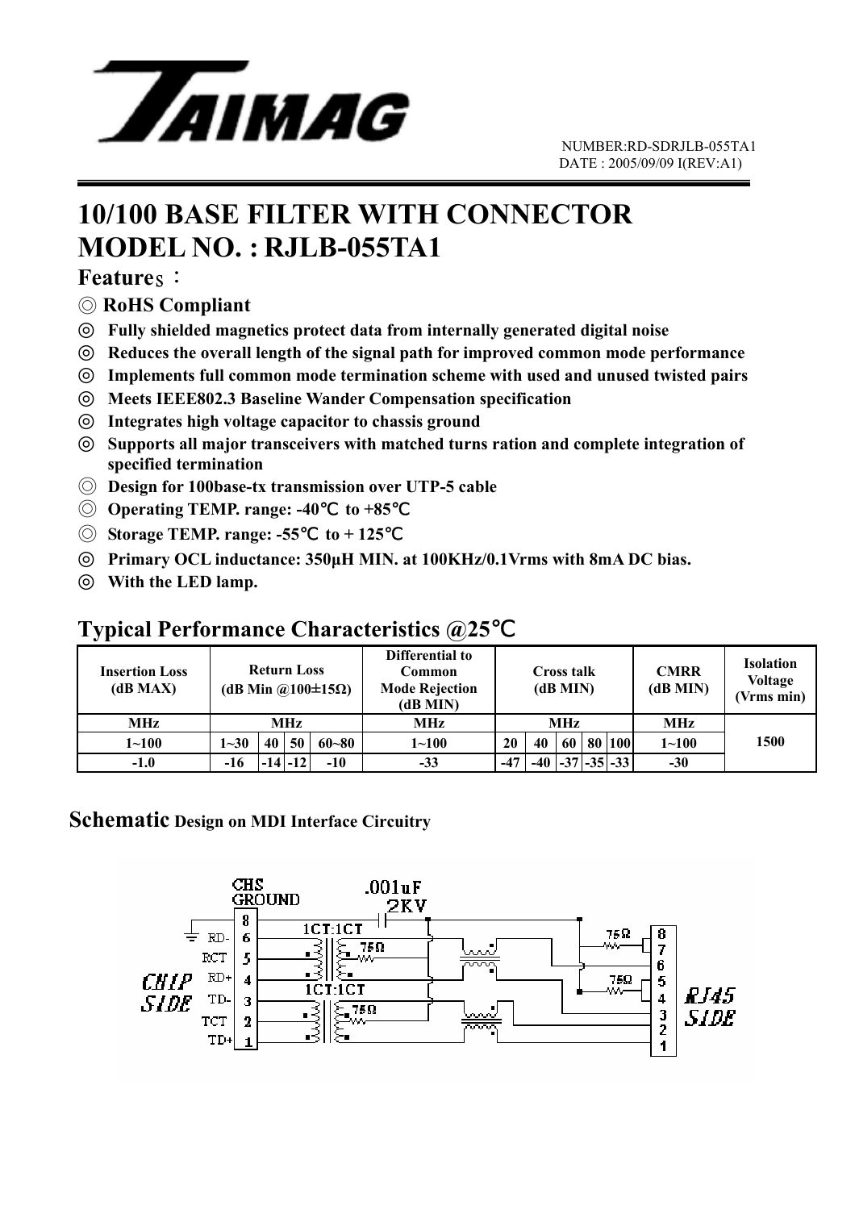NUMBER:RD-SDRJLB-055TA1
DATE : 2005/09/09 I(REV:A1)

# 10/100 BASE FILTER WITH CONNECTOR
# MODEL NO. : RJLB-055TA1

**Features：**

- ◎ **RoHS Compliant**
- ◎ **Fully shielded magnetics protect data from internally generated digital noise**
- ◎ **Reduces the overall length of the signal path for improved common mode performance**
- ◎ **Implements full common mode termination scheme with used and unused twisted pairs**
- ◎ **Meets IEEE802.3 Baseline Wander Compensation specification**
- ◎ **Integrates high voltage capacitor to chassis ground**
- ◎ **Supports all major transceivers with matched turns ration and complete integration of specified termination**
- ◎ **Design for 100base-tx transmission over UTP-5 cable**
- ◎ **Operating TEMP. range: -40℃ to +85℃**
- ◎ **Storage TEMP. range: -55℃ to + 125℃**
- ◎ **Primary OCL inductance: 350μH MIN. at 100KHz/0.1Vrms with 8mA DC bias.**
- ◎ **With the LED lamp.**

## Typical Performance Characteristics @25℃

| Insertion Loss (dB MAX) | Return Loss (dB Min @100±15Ω) | | | | Differential to Common Mode Rejection (dB MIN) | Cross talk (dB MIN) | | | | | CMRR (dB MIN) | Isolation Voltage (Vrms min) |
|---|---|---|---|---|---|---|---|---|---|---|---|---|
| MHz | MHz | | | | MHz | MHz | | | | | MHz | 1500 |
| 1~100 | 1~30 | 40 | 50 | 60~80 | 1~100 | 20 | 40 | 60 | 80 | 100 | 1~100 | |
| -1.0 | -16 | -14 | -12 | -10 | -33 | -47 | -40 | -37 | -35 | -33 | -30 | |

## Schematic Design on MDI Interface Circuitry

CHS GROUND 8, RD- 6, RCT 5, RD+ 4, TD- 3, TCT 2, TD+ 1 — CHIP SIDE

.001uF 2KV, 1CT:1CT, 75Ω, 1CT:1CT, 75Ω, 75Ω, 75Ω

RJ45 SIDE 8, 7, 6, 5, 4, 3, 2, 1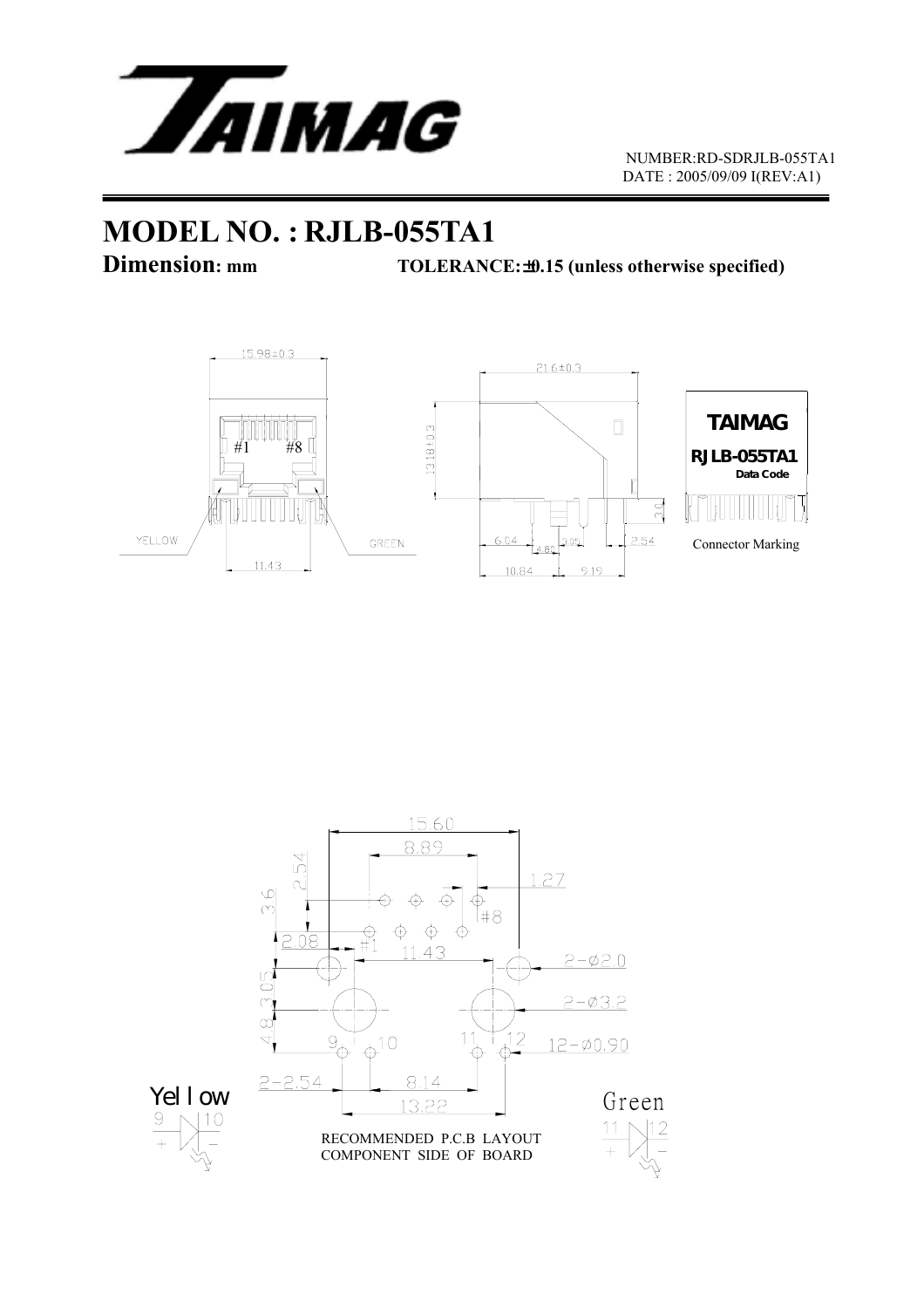NUMBER:RD-SDRJLB-055TA1
DATE : 2005/09/09 I(REV:A1)

# MODEL NO. : RJLB-055TA1

**Dimension: mm** **TOLERANCE:±0.15 (unless otherwise specified)**

15.98±0.3

#1 #8

YELLOW GREEN

11.43

21.6±0.3

13.18±0.3

3.0

6.04 4.80 3.05 2.54

10.64 9.19

TAIMAG

RJLB-055TA1

Data Code

Connector Marking

15.60

8.89

2.54

1.27

3.6

#8

2.08 #1

11.43

2-Ø2.0

3.05

2-Ø3.2

4.8

9 10 11 12 12-Ø0.90

2-2.54 8.14

13.22

Yellow

9 10

\+ −

RECOMMENDED P.C.B LAYOUT
COMPONENT SIDE OF BOARD

Green

11 12

\+ −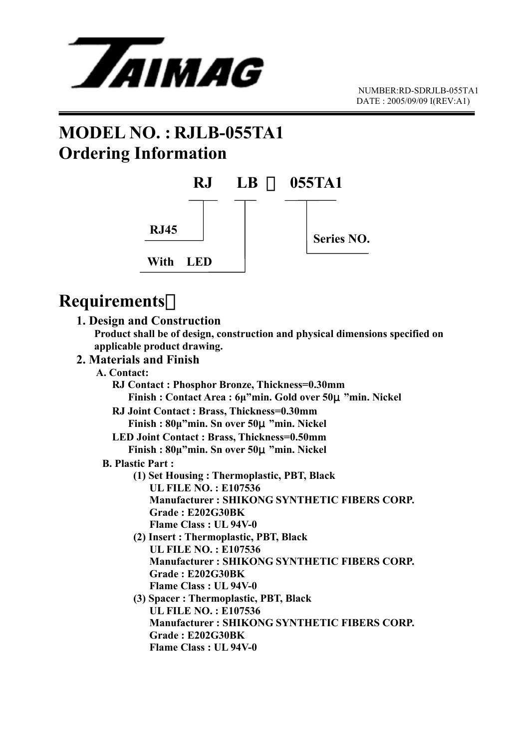NUMBER:RD-SDRJLB-055TA1
DATE : 2005/09/09 I(REV:A1)

# MODEL NO. : RJLB-055TA1

# Ordering Information

**RJ LB － 055TA1**

- RJ: RJ45
- LB: With LED
- 055TA1: Series NO.

# Requirements：

### 1. Design and Construction

**Product shall be of design, construction and physical dimensions specified on applicable product drawing.**

### 2. Materials and Finish

**A. Contact:**

**RJ Contact : Phosphor Bronze, Thickness=0.30mm**
**Finish : Contact Area : 6μ"min. Gold over 50μ"min. Nickel**

**RJ Joint Contact : Brass, Thickness=0.30mm**
**Finish : 80μ"min. Sn over 50μ"min. Nickel**

**LED Joint Contact : Brass, Thickness=0.50mm**
**Finish : 80μ"min. Sn over 50μ"min. Nickel**

**B. Plastic Part :**

**(1) Set Housing : Thermoplastic, PBT, Black**
**UL FILE NO. : E107536**
**Manufacturer : SHIKONG SYNTHETIC FIBERS CORP.**
**Grade : E202G30BK**
**Flame Class : UL 94V-0**

**(2) Insert : Thermoplastic, PBT, Black**
**UL FILE NO. : E107536**
**Manufacturer : SHIKONG SYNTHETIC FIBERS CORP.**
**Grade : E202G30BK**
**Flame Class : UL 94V-0**

**(3) Spacer : Thermoplastic, PBT, Black**
**UL FILE NO. : E107536**
**Manufacturer : SHIKONG SYNTHETIC FIBERS CORP.**
**Grade : E202G30BK**
**Flame Class : UL 94V-0**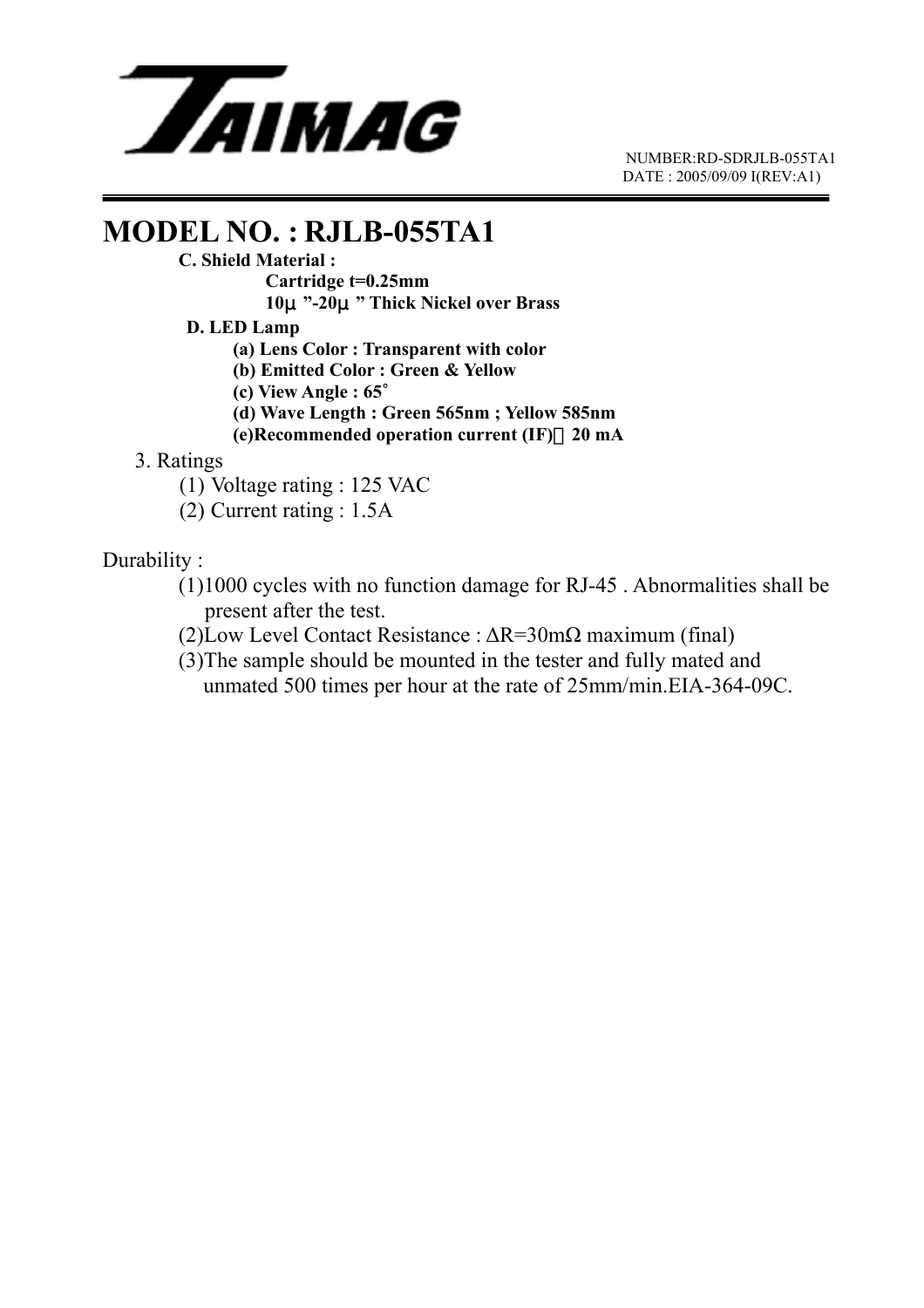# MODEL NO. : RJLB-055TA1

**C. Shield Material :**

**Cartridge t=0.25mm**

**10μ ”-20μ ” Thick Nickel over Brass**

**D. LED Lamp**

**(a) Lens Color : Transparent with color**

**(b) Emitted Color : Green & Yellow**

**(c) View Angle : 65°**

**(d) Wave Length : Green 565nm ; Yellow 585nm**

**(e)Recommended operation current (IF)：20 mA**

3. Ratings

(1) Voltage rating : 125 VAC

(2) Current rating : 1.5A

Durability :

(1)1000 cycles with no function damage for RJ-45 . Abnormalities shall be present after the test.

(2)Low Level Contact Resistance : ΔR=30mΩ maximum (final)

(3)The sample should be mounted in the tester and fully mated and unmated 500 times per hour at the rate of 25mm/min.EIA-364-09C.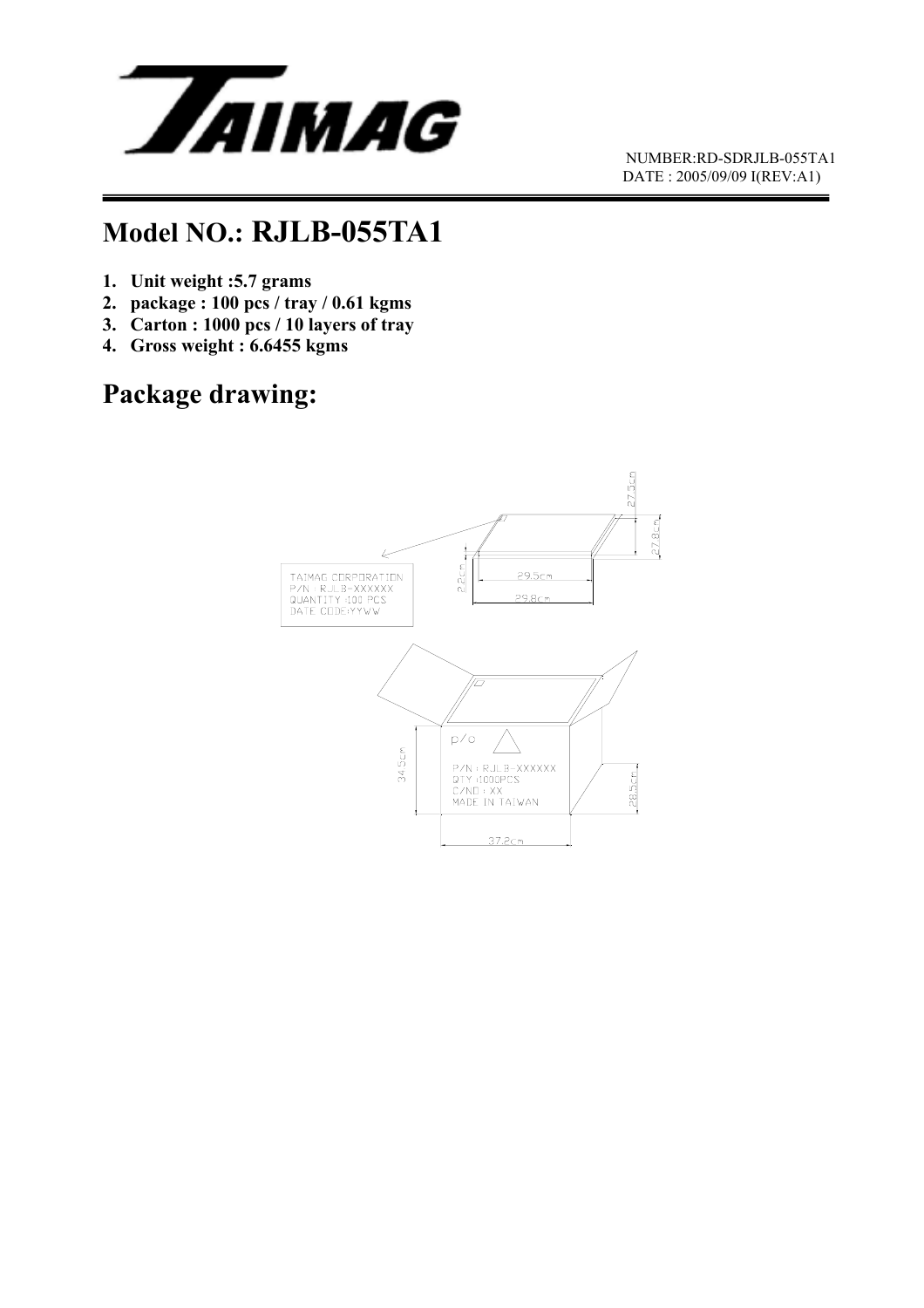NUMBER:RD-SDRJLB-055TA1
DATE : 2005/09/09 I(REV:A1)

# Model NO.: RJLB-055TA1

1. **Unit weight :5.7 grams**
2. **package : 100 pcs / tray / 0.61 kgms**
3. **Carton : 1000 pcs / 10 layers of tray**
4. **Gross weight : 6.6455 kgms**

## Package drawing:

27.5cm
27.8cm
2.2cm
29.5cm
29.8cm

TAIMAG CORPORATION
P/N : RJLB-XXXXXX
QUANTITY :100 PCS
DATE CODE:YYWW

p/o
P/N : RJLB-XXXXXX
QTY :1000PCS
C/NO : XX
MADE IN TAIWAN

34.5cm
28.5cm
37.2cm